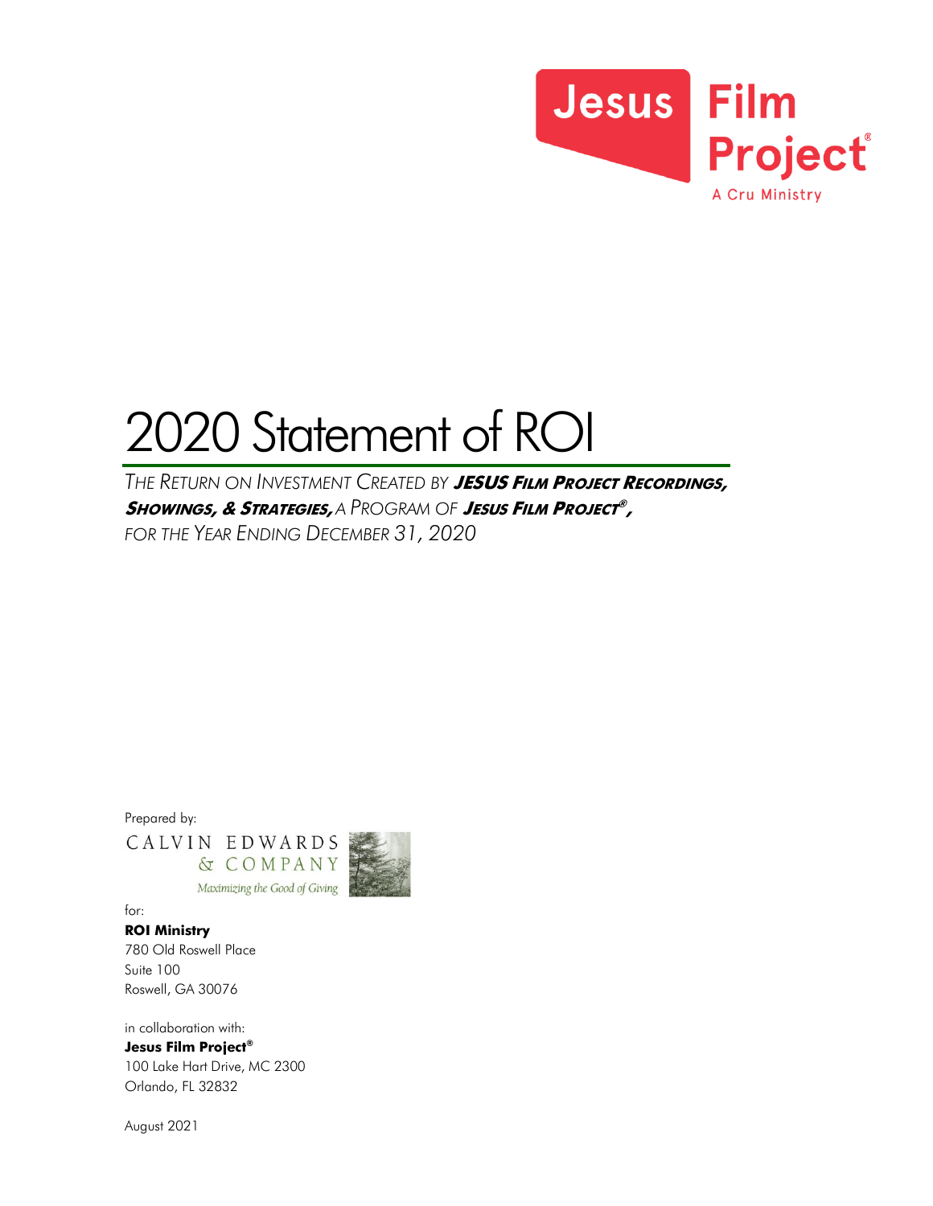Jesus Film Project®
A Cru Ministry

# 2020 Statement of ROI

*THE RETURN ON INVESTMENT CREATED BY **JESUS FILM PROJECT RECORDINGS, SHOWINGS, & STRATEGIES,** A PROGRAM OF **JESUS FILM PROJECT®**, FOR THE YEAR ENDING DECEMBER 31, 2020*

Prepared by:

CALVIN EDWARDS & COMPANY
*Maximizing the Good of Giving*

for:

**ROI Ministry**
780 Old Roswell Place
Suite 100
Roswell, GA 30076

in collaboration with:

**Jesus Film Project®**
100 Lake Hart Drive, MC 2300
Orlando, FL 32832

August 2021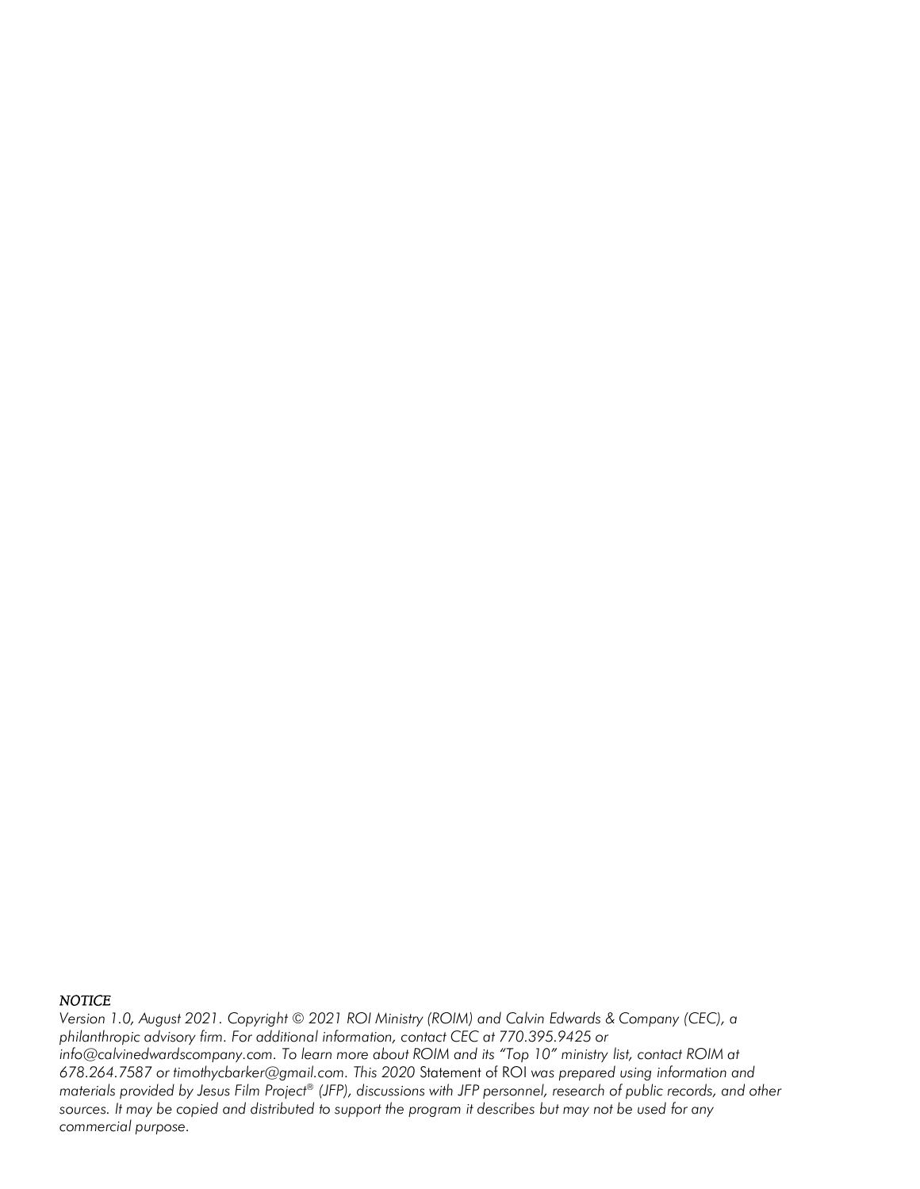*NOTICE*

*Version 1.0, August 2021. Copyright © 2021 ROI Ministry (ROIM) and Calvin Edwards & Company (CEC), a philanthropic advisory firm. For additional information, contact CEC at 770.395.9425 or info@calvinedwardscompany.com. To learn more about ROIM and its "Top 10" ministry list, contact ROIM at 678.264.7587 or timothycbarker@gmail.com. This 2020 Statement of ROI was prepared using information and materials provided by Jesus Film Project® (JFP), discussions with JFP personnel, research of public records, and other sources. It may be copied and distributed to support the program it describes but may not be used for any commercial purpose.*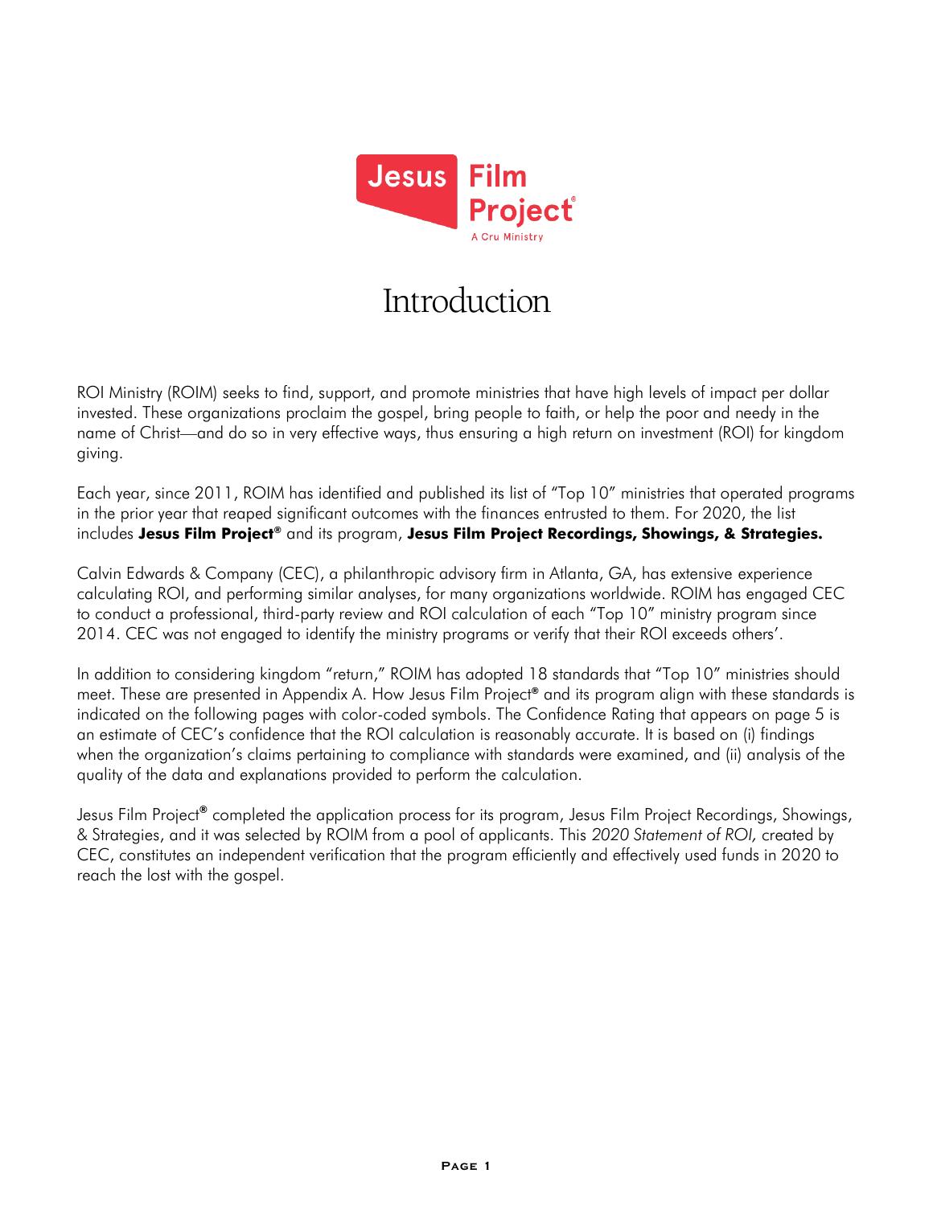# Introduction

ROI Ministry (ROIM) seeks to find, support, and promote ministries that have high levels of impact per dollar invested. These organizations proclaim the gospel, bring people to faith, or help the poor and needy in the name of Christ—and do so in very effective ways, thus ensuring a high return on investment (ROI) for kingdom giving.

Each year, since 2011, ROIM has identified and published its list of "Top 10" ministries that operated programs in the prior year that reaped significant outcomes with the finances entrusted to them. For 2020, the list includes **Jesus Film Project®** and its program, **Jesus Film Project Recordings, Showings, & Strategies.**

Calvin Edwards & Company (CEC), a philanthropic advisory firm in Atlanta, GA, has extensive experience calculating ROI, and performing similar analyses, for many organizations worldwide. ROIM has engaged CEC to conduct a professional, third-party review and ROI calculation of each "Top 10" ministry program since 2014. CEC was not engaged to identify the ministry programs or verify that their ROI exceeds others'.

In addition to considering kingdom "return," ROIM has adopted 18 standards that "Top 10" ministries should meet. These are presented in Appendix A. How Jesus Film Project® and its program align with these standards is indicated on the following pages with color-coded symbols. The Confidence Rating that appears on page 5 is an estimate of CEC's confidence that the ROI calculation is reasonably accurate. It is based on (i) findings when the organization's claims pertaining to compliance with standards were examined, and (ii) analysis of the quality of the data and explanations provided to perform the calculation.

Jesus Film Project® completed the application process for its program, Jesus Film Project Recordings, Showings, & Strategies, and it was selected by ROIM from a pool of applicants. This *2020 Statement of ROI,* created by CEC, constitutes an independent verification that the program efficiently and effectively used funds in 2020 to reach the lost with the gospel.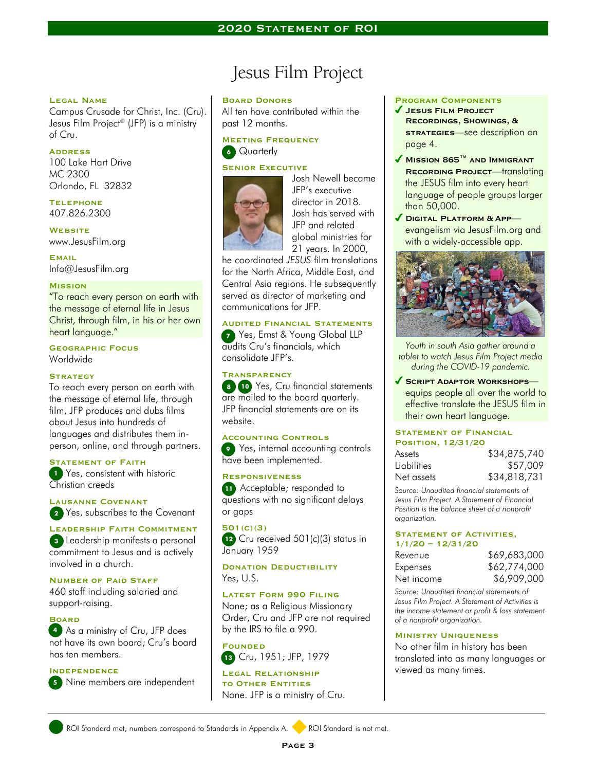# Jesus Film Project

### Legal Name
Campus Crusade for Christ, Inc. (Cru). Jesus Film Project® (JFP) is a ministry of Cru.

### Address
100 Lake Hart Drive
MC 2300
Orlando, FL 32832

### Telephone
407.826.2300

### Website
www.JesusFilm.org

### Email
Info@JesusFilm.org

### Mission
"To reach every person on earth with the message of eternal life in Jesus Christ, through film, in his or her own heart language."

### Geographic Focus
Worldwide

### Strategy
To reach every person on earth with the message of eternal life, through film, JFP produces and dubs films about Jesus into hundreds of languages and distributes them in-person, online, and through partners.

### Statement of Faith
1 Yes, consistent with historic Christian creeds

### Lausanne Covenant
2 Yes, subscribes to the Covenant

### Leadership Faith Commitment
3 Leadership manifests a personal commitment to Jesus and is actively involved in a church.

### Number of Paid Staff
460 staff including salaried and support-raising.

### Board
4 As a ministry of Cru, JFP does not have its own board; Cru's board has ten members.

### Independence
5 Nine members are independent

### Board Donors
All ten have contributed within the past 12 months.

### Meeting Frequency
6 Quarterly

### Senior Executive
Josh Newell became JFP's executive director in 2018. Josh has served with JFP and related global ministries for 21 years. In 2000, he coordinated *JESUS* film translations for the North Africa, Middle East, and Central Asia regions. He subsequently served as director of marketing and communications for JFP.

### Audited Financial Statements
7 Yes, Ernst & Young Global LLP audits Cru's financials, which consolidate JFP's.

### Transparency
8 10 Yes, Cru financial statements are mailed to the board quarterly. JFP financial statements are on its website.

### Accounting Controls
9 Yes, internal accounting controls have been implemented.

### Responsiveness
11 Acceptable; responded to questions with no significant delays or gaps

### 501(c)(3)
12 Cru received 501(c)(3) status in January 1959

### Donation Deductibility
Yes, U.S.

### Latest Form 990 Filing
None; as a Religious Missionary Order, Cru and JFP are not required by the IRS to file a 990.

### Founded
13 Cru, 1951; JFP, 1979

### Legal Relationship to Other Entities
None. JFP is a ministry of Cru.

### Program Components
- ✓ **Jesus Film Project Recordings, Showings, & strategies**—see description on page 4.
- ✓ **Mission 865™ and Immigrant Recording Project**—translating the JESUS film into every heart language of people groups larger than 50,000.
- ✓ **Digital Platform & App**—evangelism via JesusFilm.org and with a widely-accessible app.

*Youth in south Asia gather around a tablet to watch Jesus Film Project media during the COVID-19 pandemic.*

- ✓ **Script Adaptor Workshops**—equips people all over the world to effective translate the JESUS film in their own heart language.

### Statement of Financial Position, 12/31/20

| | |
|---|---|
| Assets | $34,875,740 |
| Liabilities | $57,009 |
| Net assets | $34,818,731 |

*Source: Unaudited financial statements of Jesus Film Project. A Statement of Financial Position is the balance sheet of a nonprofit organization.*

### Statement of Activities, 1/1/20 – 12/31/20

| | |
|---|---|
| Revenue | $69,683,000 |
| Expenses | $62,774,000 |
| Net income | $6,909,000 |

*Source: Unaudited financial statements of Jesus Film Project. A Statement of Activities is the income statement or profit & loss statement of a nonprofit organization.*

### Ministry Uniqueness
No other film in history has been translated into as many languages or viewed as many times.

ROI Standard met; numbers correspond to Standards in Appendix A. ◆ ROI Standard is not met.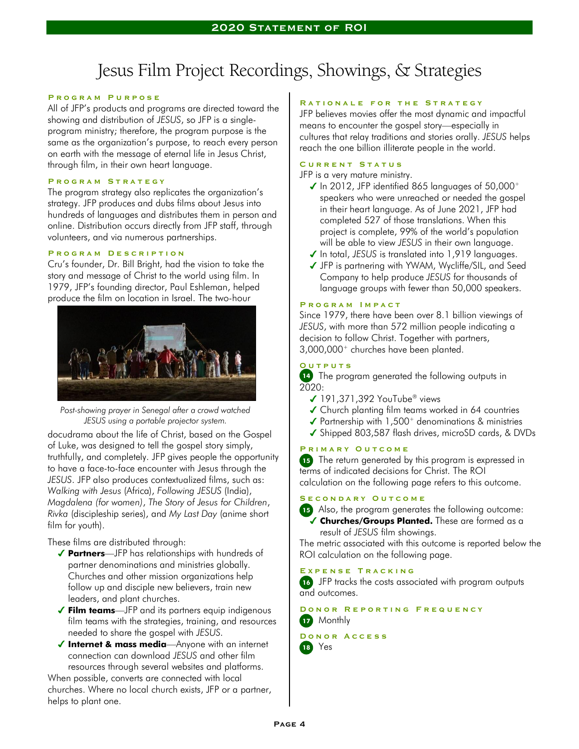# Jesus Film Project Recordings, Showings, & Strategies

### Program Purpose

All of JFP's products and programs are directed toward the showing and distribution of *JESUS*, so JFP is a single-program ministry; therefore, the program purpose is the same as the organization's purpose, to reach every person on earth with the message of eternal life in Jesus Christ, through film, in their own heart language.

### Program Strategy

The program strategy also replicates the organization's strategy. JFP produces and dubs films about Jesus into hundreds of languages and distributes them in person and online. Distribution occurs directly from JFP staff, through volunteers, and via numerous partnerships.

### Program Description

Cru's founder, Dr. Bill Bright, had the vision to take the story and message of Christ to the world using film. In 1979, JFP's founding director, Paul Eshleman, helped produce the film on location in Israel. The two-hour docudrama about the life of Christ, based on the Gospel of Luke, was designed to tell the gospel story simply, truthfully, and completely. JFP gives people the opportunity to have a face-to-face encounter with Jesus through the *JESUS*. JFP also produces contextualized films, such as: *Walking with Jesus* (Africa), *Following JESUS* (India), *Magdalena (for women)*, *The Story of Jesus for Children*, *Rivka* (discipleship series), and *My Last Day* (anime short film for youth).

*Post-showing prayer in Senegal after a crowd watched JESUS using a portable projector system.*

These films are distributed through:

- ✓ **Partners**—JFP has relationships with hundreds of partner denominations and ministries globally. Churches and other mission organizations help follow up and disciple new believers, train new leaders, and plant churches.
- ✓ **Film teams**—JFP and its partners equip indigenous film teams with the strategies, training, and resources needed to share the gospel with *JESUS*.
- ✓ **Internet & mass media**—Anyone with an internet connection can download *JESUS* and other film resources through several websites and platforms.

When possible, converts are connected with local churches. Where no local church exists, JFP or a partner, helps to plant one.

### Rationale for the Strategy

JFP believes movies offer the most dynamic and impactful means to encounter the gospel story—especially in cultures that relay traditions and stories orally. *JESUS* helps reach the one billion illiterate people in the world.

### Current Status

JFP is a very mature ministry.

- ✓ In 2012, JFP identified 865 languages of 50,000+ speakers who were unreached or needed the gospel in their heart language. As of June 2021, JFP had completed 527 of those translations. When this project is complete, 99% of the world's population will be able to view *JESUS* in their own language.
- ✓ In total, *JESUS* is translated into 1,919 languages.
- ✓ JFP is partnering with YWAM, Wycliffe/SIL, and Seed Company to help produce *JESUS* for thousands of language groups with fewer than 50,000 speakers.

### Program Impact

Since 1979, there have been over 8.1 billion viewings of *JESUS*, with more than 572 million people indicating a decision to follow Christ. Together with partners, 3,000,000+ churches have been planted.

### Outputs

**14** The program generated the following outputs in 2020:

- ✓ 191,371,392 YouTube® views
- ✓ Church planting film teams worked in 64 countries
- ✓ Partnership with 1,500+ denominations & ministries
- ✓ Shipped 803,587 flash drives, microSD cards, & DVDs

### Primary Outcome

**15** The return generated by this program is expressed in terms of indicated decisions for Christ. The ROI calculation on the following page refers to this outcome.

### Secondary Outcome

**15** Also, the program generates the following outcome:

- ✓ **Churches/Groups Planted.** These are formed as a result of *JESUS* film showings.

The metric associated with this outcome is reported below the ROI calculation on the following page.

### Expense Tracking

**16** JFP tracks the costs associated with program outputs and outcomes.

### Donor Reporting Frequency

**17** Monthly

### Donor Access

**18** Yes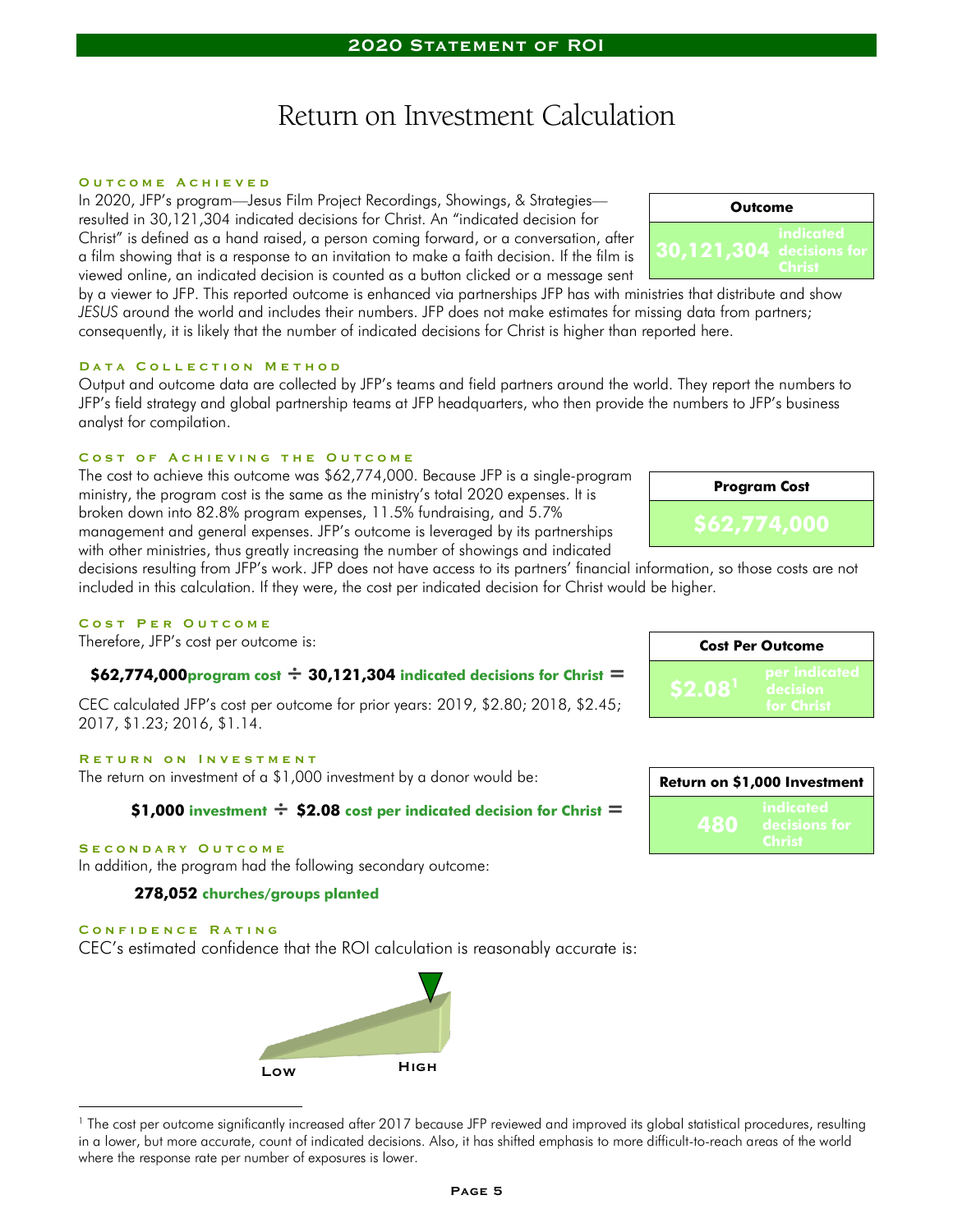# Return on Investment Calculation

## Outcome Achieved

In 2020, JFP's program—Jesus Film Project Recordings, Showings, & Strategies—resulted in 30,121,304 indicated decisions for Christ. An "indicated decision for Christ" is defined as a hand raised, a person coming forward, or a conversation, after a film showing that is a response to an invitation to make a faith decision. If the film is viewed online, an indicated decision is counted as a button clicked or a message sent by a viewer to JFP. This reported outcome is enhanced via partnerships JFP has with ministries that distribute and show *JESUS* around the world and includes their numbers. JFP does not make estimates for missing data from partners; consequently, it is likely that the number of indicated decisions for Christ is higher than reported here.

| Outcome |
| --- |
| **30,121,304** indicated decisions for Christ |

## Data Collection Method

Output and outcome data are collected by JFP's teams and field partners around the world. They report the numbers to JFP's field strategy and global partnership teams at JFP headquarters, who then provide the numbers to JFP's business analyst for compilation.

## Cost of Achieving the Outcome

The cost to achieve this outcome was $62,774,000. Because JFP is a single-program ministry, the program cost is the same as the ministry's total 2020 expenses. It is broken down into 82.8% program expenses, 11.5% fundraising, and 5.7% management and general expenses. JFP's outcome is leveraged by its partnerships with other ministries, thus greatly increasing the number of showings and indicated decisions resulting from JFP's work. JFP does not have access to its partners' financial information, so those costs are not included in this calculation. If they were, the cost per indicated decision for Christ would be higher.

| Program Cost |
| --- |
| **$62,774,000** |

## Cost Per Outcome

Therefore, JFP's cost per outcome is:

**$62,774,000 program cost ÷ 30,121,304 indicated decisions for Christ =**

| Cost Per Outcome |
| --- |
| **$2.08**[1] per indicated decision for Christ |

CEC calculated JFP's cost per outcome for prior years: 2019, $2.80; 2018, $2.45; 2017, $1.23; 2016, $1.14.

## Return on Investment

The return on investment of a $1,000 investment by a donor would be:

**$1,000 investment ÷ $2.08 cost per indicated decision for Christ =**

| Return on $1,000 Investment |
| --- |
| **480** indicated decisions for Christ |

## Secondary Outcome

In addition, the program had the following secondary outcome:

**278,052 churches/groups planted**

## Confidence Rating

CEC's estimated confidence that the ROI calculation is reasonably accurate is:

Low — High

---

[1] The cost per outcome significantly increased after 2017 because JFP reviewed and improved its global statistical procedures, resulting in a lower, but more accurate, count of indicated decisions. Also, it has shifted emphasis to more difficult-to-reach areas of the world where the response rate per number of exposures is lower.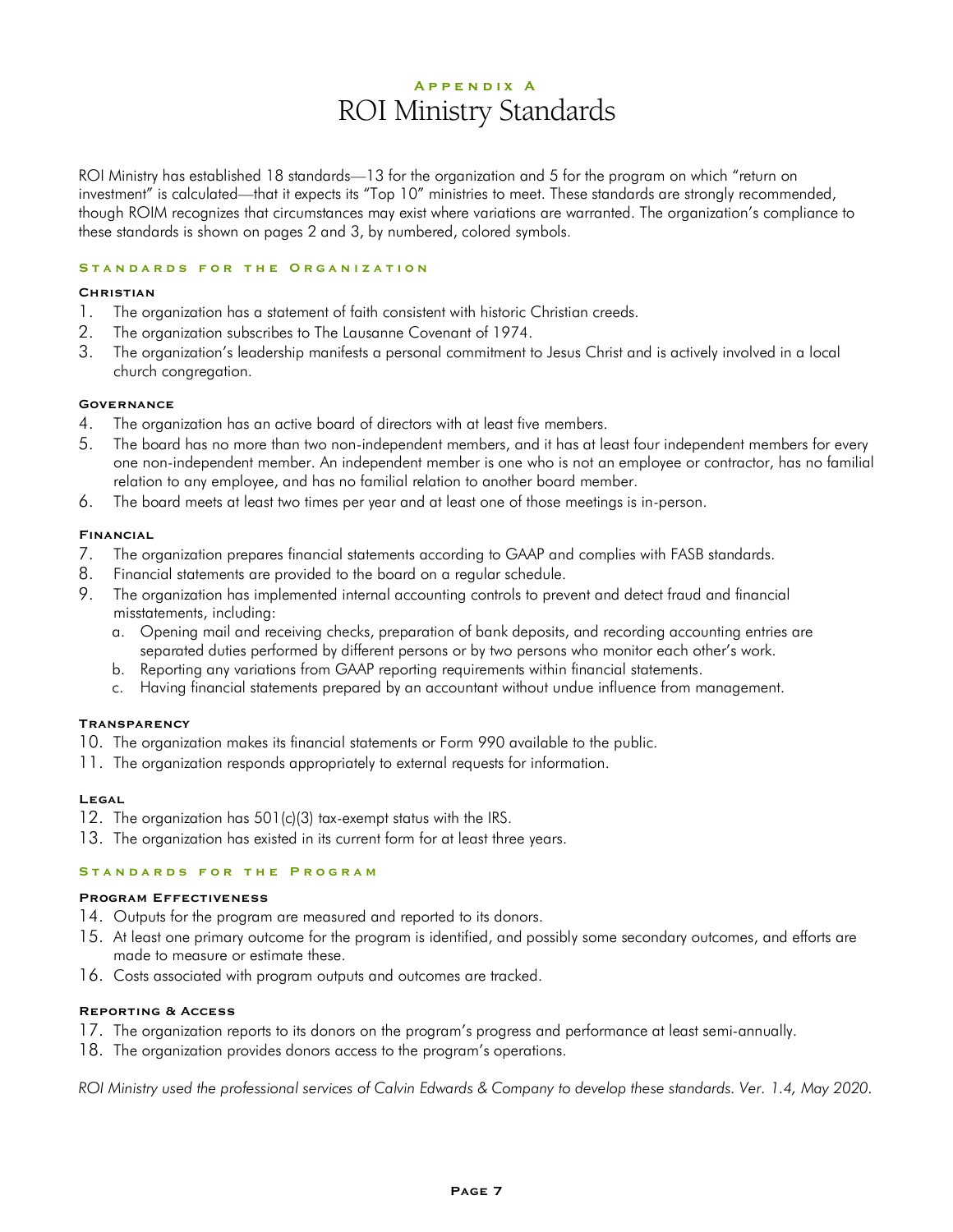### Appendix A

# ROI Ministry Standards

ROI Ministry has established 18 standards—13 for the organization and 5 for the program on which "return on investment" is calculated—that it expects its "Top 10" ministries to meet. These standards are strongly recommended, though ROIM recognizes that circumstances may exist where variations are warranted. The organization's compliance to these standards is shown on pages 2 and 3, by numbered, colored symbols.

## Standards for the Organization

### Christian

1. The organization has a statement of faith consistent with historic Christian creeds.
2. The organization subscribes to The Lausanne Covenant of 1974.
3. The organization's leadership manifests a personal commitment to Jesus Christ and is actively involved in a local church congregation.

### Governance

4. The organization has an active board of directors with at least five members.
5. The board has no more than two non-independent members, and it has at least four independent members for every one non-independent member. An independent member is one who is not an employee or contractor, has no familial relation to any employee, and has no familial relation to another board member.
6. The board meets at least two times per year and at least one of those meetings is in-person.

### Financial

7. The organization prepares financial statements according to GAAP and complies with FASB standards.
8. Financial statements are provided to the board on a regular schedule.
9. The organization has implemented internal accounting controls to prevent and detect fraud and financial misstatements, including:
   a. Opening mail and receiving checks, preparation of bank deposits, and recording accounting entries are separated duties performed by different persons or by two persons who monitor each other's work.
   b. Reporting any variations from GAAP reporting requirements within financial statements.
   c. Having financial statements prepared by an accountant without undue influence from management.

### Transparency

10. The organization makes its financial statements or Form 990 available to the public.
11. The organization responds appropriately to external requests for information.

### Legal

12. The organization has 501(c)(3) tax-exempt status with the IRS.
13. The organization has existed in its current form for at least three years.

## Standards for the Program

### Program Effectiveness

14. Outputs for the program are measured and reported to its donors.
15. At least one primary outcome for the program is identified, and possibly some secondary outcomes, and efforts are made to measure or estimate these.
16. Costs associated with program outputs and outcomes are tracked.

### Reporting & Access

17. The organization reports to its donors on the program's progress and performance at least semi-annually.
18. The organization provides donors access to the program's operations.

*ROI Ministry used the professional services of Calvin Edwards & Company to develop these standards. Ver. 1.4, May 2020.*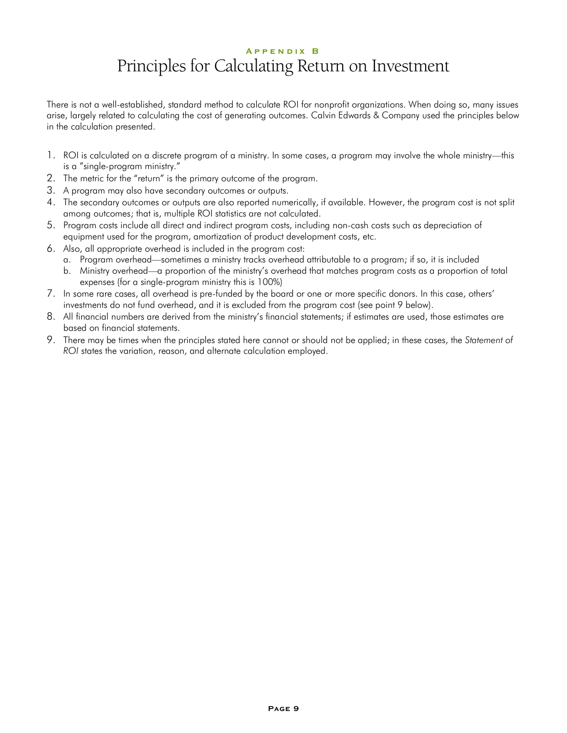## Appendix B

# Principles for Calculating Return on Investment

There is not a well-established, standard method to calculate ROI for nonprofit organizations. When doing so, many issues arise, largely related to calculating the cost of generating outcomes. Calvin Edwards & Company used the principles below in the calculation presented.

1. ROI is calculated on a discrete program of a ministry. In some cases, a program may involve the whole ministry—this is a "single-program ministry."
2. The metric for the "return" is the primary outcome of the program.
3. A program may also have secondary outcomes or outputs.
4. The secondary outcomes or outputs are also reported numerically, if available. However, the program cost is not split among outcomes; that is, multiple ROI statistics are not calculated.
5. Program costs include all direct and indirect program costs, including non-cash costs such as depreciation of equipment used for the program, amortization of product development costs, etc.
6. Also, all appropriate overhead is included in the program cost:
   a. Program overhead—sometimes a ministry tracks overhead attributable to a program; if so, it is included
   b. Ministry overhead—a proportion of the ministry's overhead that matches program costs as a proportion of total expenses (for a single-program ministry this is 100%)
7. In some rare cases, all overhead is pre-funded by the board or one or more specific donors. In this case, others' investments do not fund overhead, and it is excluded from the program cost (see point 9 below).
8. All financial numbers are derived from the ministry's financial statements; if estimates are used, those estimates are based on financial statements.
9. There may be times when the principles stated here cannot or should not be applied; in these cases, the *Statement of ROI* states the variation, reason, and alternate calculation employed.